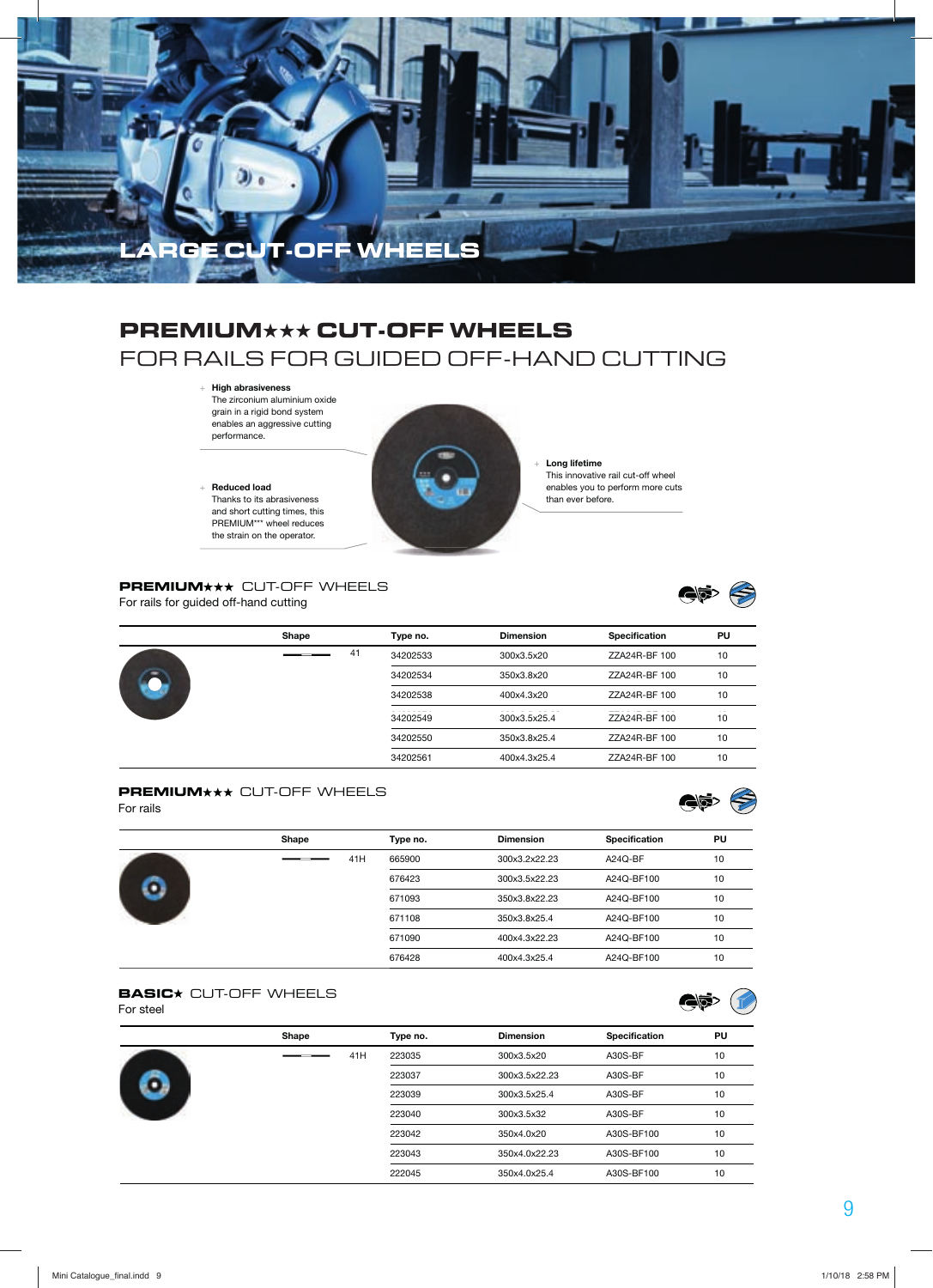# LARGE CUT-OFF WHEELS

## PREMIUM★★★ CUT-OFF WHEELS
FOR RAILS FOR GUIDED OFF-HAND CUTTING

+ **High abrasiveness**
The zirconium aluminium oxide grain in a rigid bond system enables an aggressive cutting performance.

+ **Reduced load**
Thanks to its abrasiveness and short cutting times, this PREMIUM*** wheel reduces the strain on the operator.

+ **Long lifetime**
This innovative rail cut-off wheel enables you to perform more cuts than ever before.

### PREMIUM★★★ CUT-OFF WHEELS
For rails for guided off-hand cutting

| Shape | | Type no. | Dimension | Specification | PU |
|---|---|---|---|---|---|
| | 41 | 34202533 | 300x3.5x20 | ZZA24R-BF 100 | 10 |
| | | 34202534 | 350x3.8x20 | ZZA24R-BF 100 | 10 |
| | | 34202538 | 400x4.3x20 | ZZA24R-BF 100 | 10 |
| | | 34202549 | 300x3.5x25.4 | ZZA24R-BF 100 | 10 |
| | | 34202550 | 350x3.8x25.4 | ZZA24R-BF 100 | 10 |
| | | 34202561 | 400x4.3x25.4 | ZZA24R-BF 100 | 10 |

### PREMIUM★★★ CUT-OFF WHEELS
For rails

| Shape | | Type no. | Dimension | Specification | PU |
|---|---|---|---|---|---|
| | 41H | 665900 | 300x3.2x22.23 | A24Q-BF | 10 |
| | | 676423 | 300x3.5x22.23 | A24Q-BF100 | 10 |
| | | 671093 | 350x3.8x22.23 | A24Q-BF100 | 10 |
| | | 671108 | 350x3.8x25.4 | A24Q-BF100 | 10 |
| | | 671090 | 400x4.3x22.23 | A24Q-BF100 | 10 |
| | | 676428 | 400x4.3x25.4 | A24Q-BF100 | 10 |

### BASIC★ CUT-OFF WHEELS
For steel

| Shape | | Type no. | Dimension | Specification | PU |
|---|---|---|---|---|---|
| | 41H | 223035 | 300x3.5x20 | A30S-BF | 10 |
| | | 223037 | 300x3.5x22.23 | A30S-BF | 10 |
| | | 223039 | 300x3.5x25.4 | A30S-BF | 10 |
| | | 223040 | 300x3.5x32 | A30S-BF | 10 |
| | | 223042 | 350x4.0x20 | A30S-BF100 | 10 |
| | | 223043 | 350x4.0x22.23 | A30S-BF100 | 10 |
| | | 222045 | 350x4.0x25.4 | A30S-BF100 | 10 |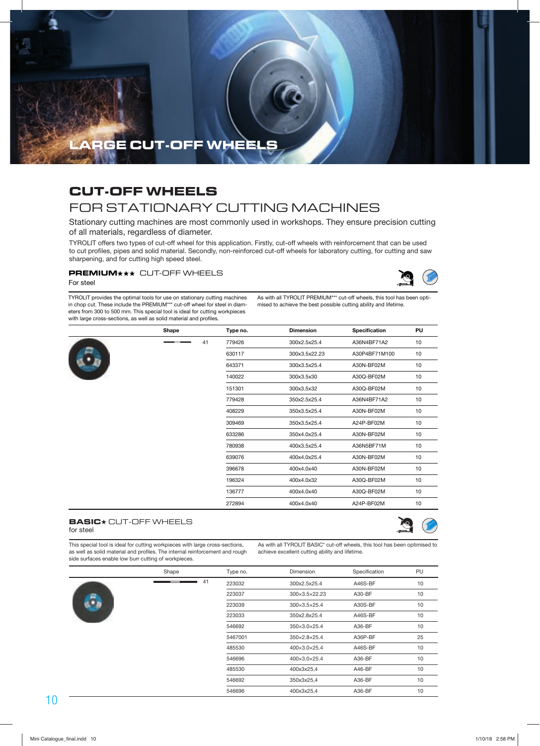# LARGE CUT-OFF WHEELS

## CUT-OFF WHEELS

### FOR STATIONARY CUTTING MACHINES

Stationary cutting machines are most commonly used in workshops. They ensure precision cutting of all materials, regardless of diameter.

TYROLIT offers two types of cut-off wheel for this application. Firstly, cut-off wheels with reinforcement that can be used to cut profiles, pipes and solid material. Secondly, non-reinforced cut-off wheels for laboratory cutting, for cutting and saw sharpening, and for cutting high speed steel.

### **PREMIUM**★★★ CUT-OFF WHEELS

For steel

TYROLIT provides the optimal tools for use on stationary cutting machines in chop cut. These include the PREMIUM*** cut-off wheel for steel in diameters from 300 to 500 mm. This special tool is ideal for cutting workpieces with large cross-sections, as well as solid material and profiles.

As with all TYROLIT PREMIUM*** cut-off wheels, this tool has been optimised to achieve the best possible cutting ability and lifetime.

| Shape | Type no. | Dimension | Specification | PU |
|---|---|---|---|---|
| 41 | 779426 | 300x2.5x25.4 | A36N4BF71A2 | 10 |
| | 630117 | 300x3.5x22.23 | A30P4BF71M100 | 10 |
| | 643371 | 300x3.5x25.4 | A30N-BF02M | 10 |
| | 140022 | 300x3.5x30 | A30Q-BF02M | 10 |
| | 151301 | 300x3.5x32 | A30Q-BF02M | 10 |
| | 779428 | 350x2.5x25.4 | A36N4BF71A2 | 10 |
| | 408229 | 350x3.5x25.4 | A30N-BF02M | 10 |
| | 309469 | 350x3.5x25.4 | A24P-BF02M | 10 |
| | 633286 | 350x4.0x25.4 | A30N-BF02M | 10 |
| | 780938 | 400x3.5x25.4 | A36N5BF71M | 10 |
| | 639076 | 400x4.0x25.4 | A30N-BF02M | 10 |
| | 396678 | 400x4.0x40 | A30N-BF02M | 10 |
| | 196324 | 400x4.0x32 | A30Q-BF02M | 10 |
| | 136777 | 400x4.0x40 | A30Q-BF02M | 10 |
| | 272894 | 400x4.0x40 | A24P-BF02M | 10 |

### **BASIC**★ CUT-OFF WHEELS

for steel

This special tool is ideal for cutting workpieces with large cross-sections, as well as solid material and profiles. The internal reinforcement and rough side surfaces enable low burr cutting of workpieces.

As with all TYROLIT BASIC* cut-off wheels, this tool has been optimised to achieve excellent cutting ability and lifetime.

| Shape | Type no. | Dimension | Specification | PU |
|---|---|---|---|---|
| 41 | 223032 | 300x2.5x25.4 | A46S-BF | 10 |
| | 223037 | 300×3.5×22.23 | A30-BF | 10 |
| | 223039 | 300×3.5×25.4 | A30S-BF | 10 |
| | 223033 | 350x2.8x25.4 | A46S-BF | 10 |
| | 546692 | 350×3.0×25.4 | A36-BF | 10 |
| | 5467001 | 350×2.8×25.4 | A36P-BF | 25 |
| | 485530 | 400×3.0×25.4 | A46S-BF | 10 |
| | 546696 | 400×3.0×25.4 | A36-BF | 10 |
| | 485530 | 400x3x25,4 | A46-BF | 10 |
| | 546692 | 350x3x25,4 | A36-BF | 10 |
| | 546696 | 400x3x25,4 | A36-BF | 10 |